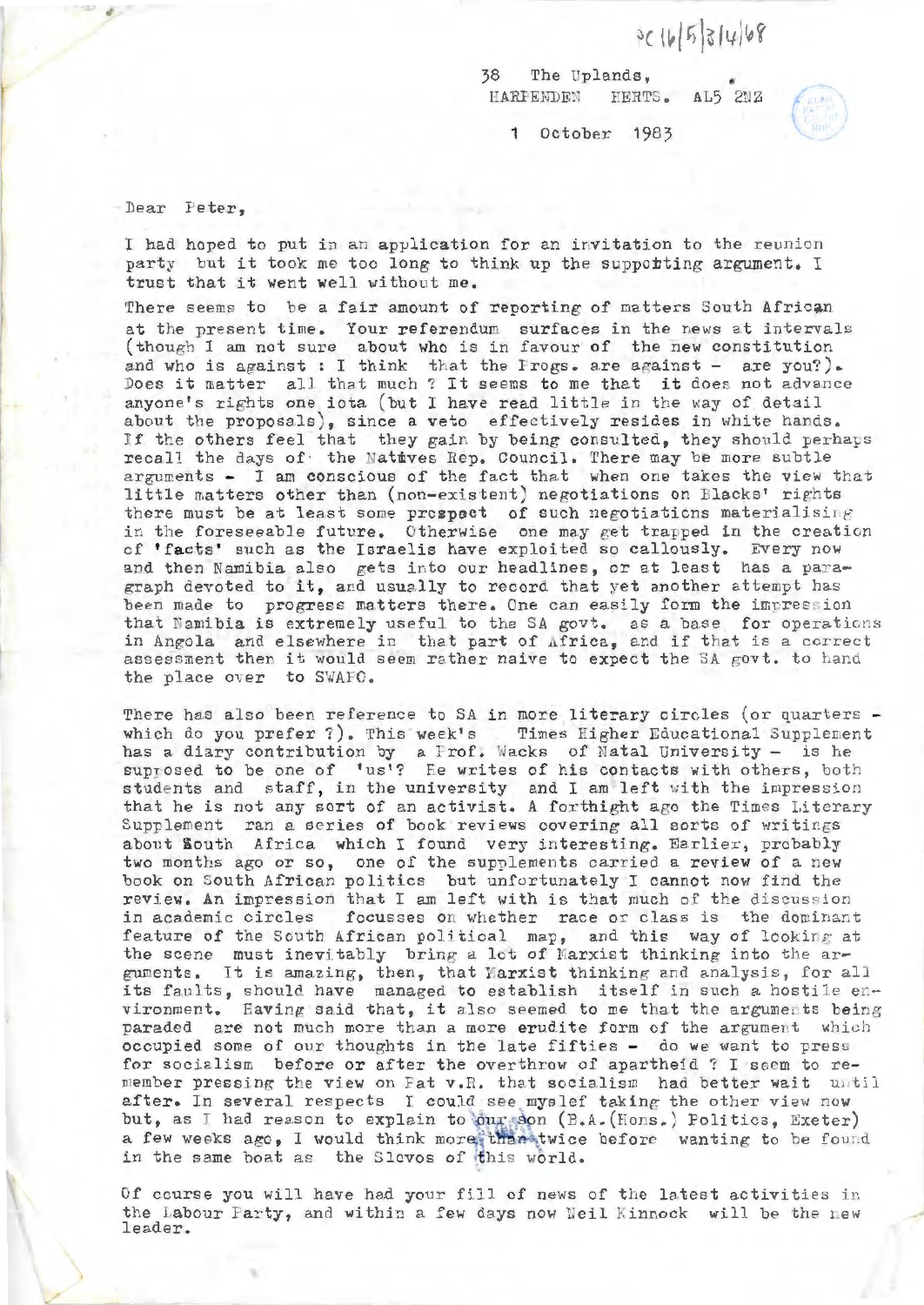PC 16/5/3/4/68

38 The Uplands,
HARPENDEN HERTS. AL5 2NZ

1 October 1983

Dear Peter,

I had hoped to put in an application for an invitation to the reunion party but it took me too long to think up the suppotting argument. I trust that it went well without me.

There seems to be a fair amount of reporting of matters South African at the present time. Your referendum surfaces in the news at intervals (though I am not sure about who is in favour of the new constitution and who is against : I think that the Progs. are against - are you?). Does it matter all that much ? It seems to me that it does not advance anyone's rights one iota (but I have read little in the way of detail about the proposals), since a veto effectively resides in white hands. If the others feel that they gain by being consulted, they should perhaps recall the days of the Natives Rep. Council. There may be more subtle arguments - I am conscious of the fact that when one takes the view that little matters other than (non-existent) negotiations on Blacks' rights there must be at least some prospect of such negotiations materialising in the foreseeable future. Otherwise one may get trapped in the creation of 'facts' such as the Israelis have exploited so callously. Every now and then Namibia also gets into our headlines, or at least has a paragraph devoted to it, and usually to record that yet another attempt has been made to progress matters there. One can easily form the impression that Namibia is extremely useful to the SA govt. as a base for operations in Angola and elsewhere in that part of Africa, and if that is a correct assessment then it would seem rather naive to expect the SA govt. to hand the place over to SWAPO.

There has also been reference to SA in more literary circles (or quarters - which do you prefer ?). This week's Times Higher Educational Supplement has a diary contribution by a Prof. Wacks of Natal University - is he supposed to be one of 'us'? He writes of his contacts with others, both students and staff, in the university and I am left with the impression that he is not any sort of an activist. A forthight ago the Times Literary Supplement ran a series of book reviews covering all sorts of writings about South Africa which I found very interesting. Earlier, probably two months ago or so, one of the supplements carried a review of a new book on South African politics but unfortunately I cannot now find the review. An impression that I am left with is that much of the discussion in academic circles focusses on whether race or class is the dominant feature of the South African political map, and this way of looking at the scene must inevitably bring a lot of Marxist thinking into the arguments. It is amazing, then, that Marxist thinking and analysis, for all its faults, should have managed to establish itself in such a hostile environment. Having said that, it also seemed to me that the arguments being paraded are not much more than a more erudite form of the argument which occupied some of our thoughts in the late fifties - do we want to press for socialism before or after the overthrow of apartheid ? I seem to remember pressing the view on Pat v.R. that socialism had better wait until after. In several respects I could see myslef taking the other view now but, as I had reason to explain to our son (B.A.(Hons.) Politics, Exeter) a few weeks ago, I would think more than twice before wanting to be found in the same boat as the Slovos of this world.

Of course you will have had your fill of news of the latest activities in the Labour Party, and within a few days now Neil Kinnock will be the new leader.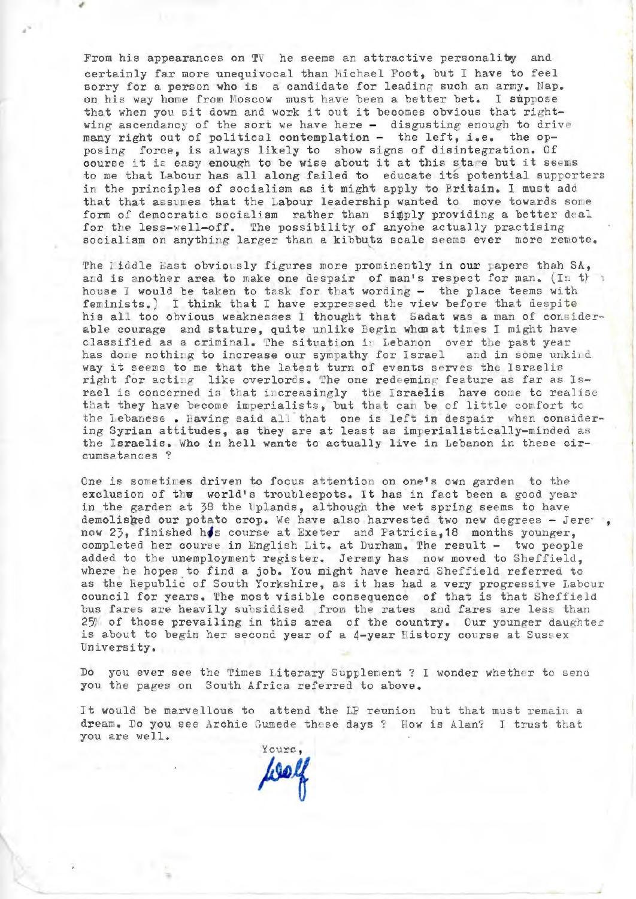From his appearances on TV he seems an attractive personality and certainly far more unequivocal than Michael Foot, but I have to feel sorry for a person who is a candidate for leading such an army. Nap. on his way home from Moscow must have been a better bet. I suppose that when you sit down and work it out it becomes obvious that right-wing ascendancy of the sort we have here - disgusting enough to drive many right out of political contemplation - the left, i.e. the opposing force, is always likely to show signs of disintegration. Of course it is easy enough to be wise about it at this stage but it seems to me that Labour has all along failed to educate its potential supporters in the principles of socialism as it might apply to Britain. I must add that that assumes that the Labour leadership wanted to move towards some form of democratic socialism rather than simply providing a better deal for the less-well-off. The possibility of anyone actually practising socialism on anything larger than a kibbutz scale seems ever more remote.

The Middle East obviously figures more prominently in our papers than SA, and is another area to make one despair of man's respect for man. (In th house I would be taken to task for that wording - the place teems with feminists.) I think that I have expressed the view before that despite his all too obvious weaknesses I thought that Sadat was a man of considerable courage and stature, quite unlike Begin whom at times I might have classified as a criminal. The situation in Lebanon over the past year has done nothing to increase our sympathy for Israel and in some unkind way it seems to me that the latest turn of events serves the Israelis right for acting like overlords. The one redeeming feature as far as Israel is concerned is that increasingly the Israelis have come to realise that they have become imperialists, but that can be of little comfort to the Lebanese. Having said all that one is left in despair when considering Syrian attitudes, as they are at least as imperialistically-minded as the Israelis. Who in hell wants to actually live in Lebanon in these circumstances ?

One is sometimes driven to focus attention on one's own garden to the exclusion of the world's troublespots. It has in fact been a good year in the garden at 38 the Uplands, although the wet spring seems to have demolished our potato crop. We have also harvested two new degrees - Jeremy, now 23, finished his course at Exeter and Patricia, 18 months younger, completed her course in English Lit. at Durham. The result - two people added to the unemployment register. Jeremy has now moved to Sheffield, where he hopes to find a job. You might have heard Sheffield referred to as the Republic of South Yorkshire, as it has had a very progressive Labour council for years. The most visible consequence of that is that Sheffield bus fares are heavily subsidised from the rates and fares are less than 25% of those prevailing in this area of the country. Our younger daughter is about to begin her second year of a 4-year History course at Sussex University.

Do you ever see the Times Literary Supplement ? I wonder whether to send you the pages on South Africa referred to above.

It would be marvellous to attend the LP reunion but that must remain a dream. Do you see Archie Gumede these days ? How is Alan? I trust that you are well.

Yours,

Wolf